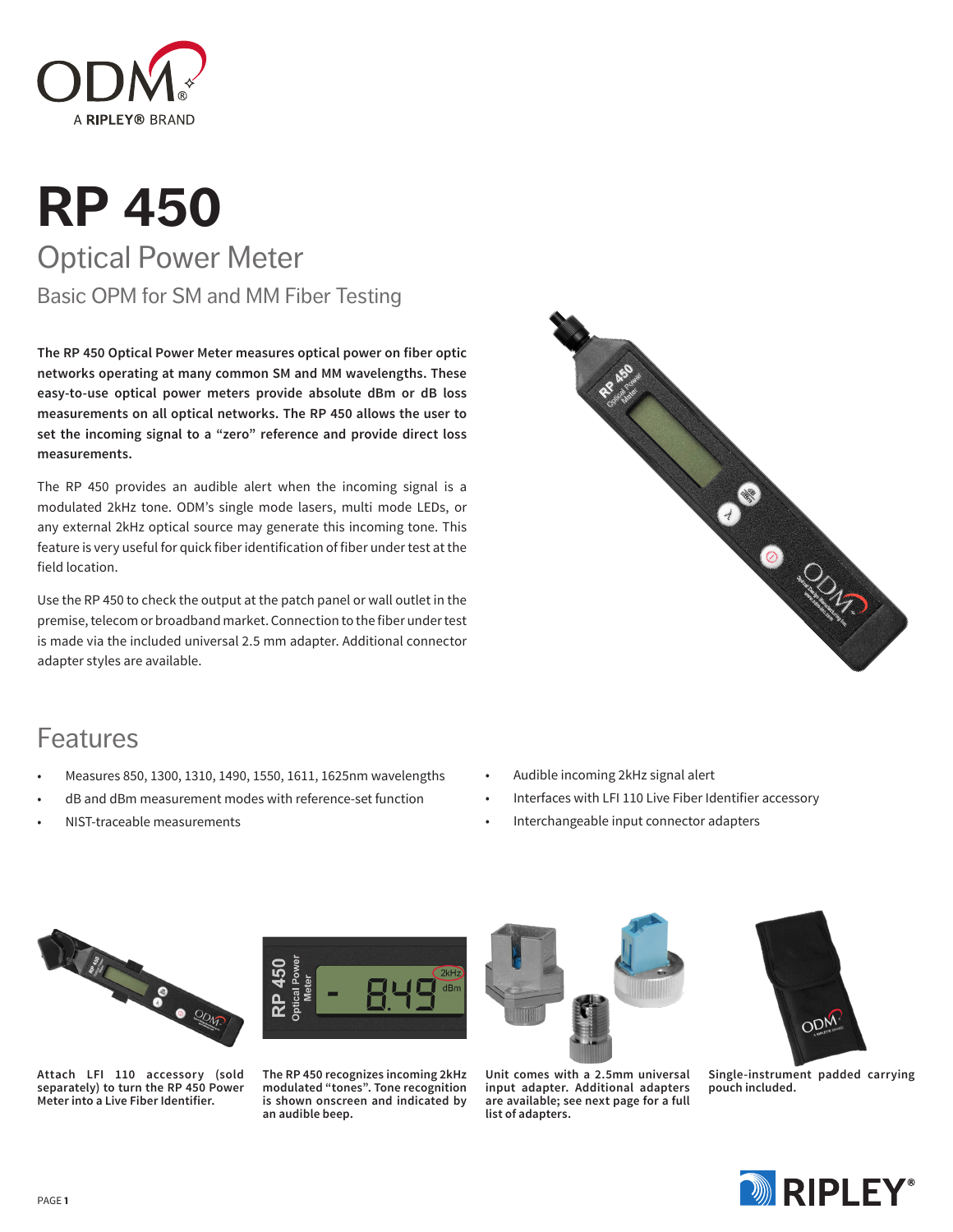# RP 450

## Optical Power Meter

### Basic OPM for SM and MM Fiber Testing

**The RP 450 Optical Power Meter measures optical power on fiber optic networks operating at many common SM and MM wavelengths. These easy-to-use optical power meters provide absolute dBm or dB loss measurements on all optical networks. The RP 450 allows the user to set the incoming signal to a "zero" reference and provide direct loss measurements.**

The RP 450 provides an audible alert when the incoming signal is a modulated 2kHz tone. ODM's single mode lasers, multi mode LEDs, or any external 2kHz optical source may generate this incoming tone. This feature is very useful for quick fiber identification of fiber under test at the field location.

Use the RP 450 to check the output at the patch panel or wall outlet in the premise, telecom or broadband market. Connection to the fiber under test is made via the included universal 2.5 mm adapter. Additional connector adapter styles are available.

## Features

- Measures 850, 1300, 1310, 1490, 1550, 1611, 1625nm wavelengths
- dB and dBm measurement modes with reference-set function
- NIST-traceable measurements
- Audible incoming 2kHz signal alert
- Interfaces with LFI 110 Live Fiber Identifier accessory
- Interchangeable input connector adapters

**Attach LFI 110 accessory (sold separately) to turn the RP 450 Power Meter into a Live Fiber Identifier.**

**The RP 450 recognizes incoming 2kHz modulated "tones". Tone recognition is shown onscreen and indicated by an audible beep.**

**Unit comes with a 2.5mm universal input adapter. Additional adapters are available; see next page for a full list of adapters.**

**Single-instrument padded carrying pouch included.**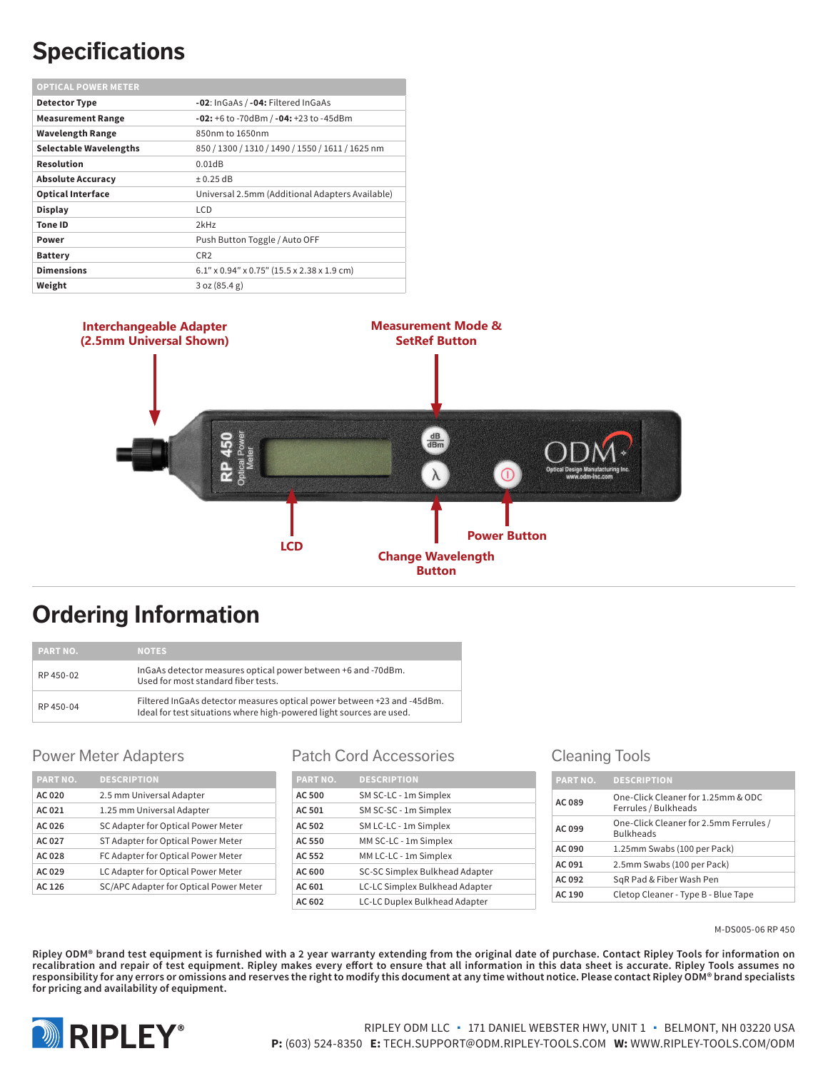# Specifications

| OPTICAL POWER METER | |
|---|---|
| **Detector Type** | **-02**: InGaAs / **-04:** Filtered InGaAs |
| **Measurement Range** | **-02:** +6 to -70dBm / **-04:** +23 to -45dBm |
| **Wavelength Range** | 850nm to 1650nm |
| **Selectable Wavelengths** | 850 / 1300 / 1310 / 1490 / 1550 / 1611 / 1625 nm |
| **Resolution** | 0.01dB |
| **Absolute Accuracy** | ± 0.25 dB |
| **Optical Interface** | Universal 2.5mm (Additional Adapters Available) |
| **Display** | LCD |
| **Tone ID** | 2kHz |
| **Power** | Push Button Toggle / Auto OFF |
| **Battery** | CR2 |
| **Dimensions** | 6.1" x 0.94" x 0.75" (15.5 x 2.38 x 1.9 cm) |
| **Weight** | 3 oz (85.4 g) |

**Interchangeable Adapter (2.5mm Universal Shown)**

**Measurement Mode & SetRef Button**

**LCD**

**Change Wavelength Button**

**Power Button**

# Ordering Information

| PART NO. | NOTES |
|---|---|
| RP 450-02 | InGaAs detector measures optical power between +6 and -70dBm. Used for most standard fiber tests. |
| RP 450-04 | Filtered InGaAs detector measures optical power between +23 and -45dBm. Ideal for test situations where high-powered light sources are used. |

## Power Meter Adapters

| PART NO. | DESCRIPTION |
|---|---|
| **AC 020** | 2.5 mm Universal Adapter |
| **AC 021** | 1.25 mm Universal Adapter |
| **AC 026** | SC Adapter for Optical Power Meter |
| **AC 027** | ST Adapter for Optical Power Meter |
| **AC 028** | FC Adapter for Optical Power Meter |
| **AC 029** | LC Adapter for Optical Power Meter |
| **AC 126** | SC/APC Adapter for Optical Power Meter |

## Patch Cord Accessories

| PART NO. | DESCRIPTION |
|---|---|
| **AC 500** | SM SC-LC - 1m Simplex |
| **AC 501** | SM SC-SC - 1m Simplex |
| **AC 502** | SM LC-LC - 1m Simplex |
| **AC 550** | MM SC-LC - 1m Simplex |
| **AC 552** | MM LC-LC - 1m Simplex |
| **AC 600** | SC-SC Simplex Bulkhead Adapter |
| **AC 601** | LC-LC Simplex Bulkhead Adapter |
| **AC 602** | LC-LC Duplex Bulkhead Adapter |

## Cleaning Tools

| PART NO. | DESCRIPTION |
|---|---|
| **AC 089** | One-Click Cleaner for 1.25mm & ODC Ferrules / Bulkheads |
| **AC 099** | One-Click Cleaner for 2.5mm Ferrules / Bulkheads |
| **AC 090** | 1.25mm Swabs (100 per Pack) |
| **AC 091** | 2.5mm Swabs (100 per Pack) |
| **AC 092** | SqR Pad & Fiber Wash Pen |
| **AC 190** | Cletop Cleaner - Type B - Blue Tape |

M-DS005-06 RP 450

**Ripley ODM® brand test equipment is furnished with a 2 year warranty extending from the original date of purchase. Contact Ripley Tools for information on recalibration and repair of test equipment. Ripley makes every effort to ensure that all information in this data sheet is accurate. Ripley Tools assumes no responsibility for any errors or omissions and reserves the right to modify this document at any time without notice. Please contact Ripley ODM® brand specialists for pricing and availability of equipment.**

RIPLEY®

RIPLEY ODM LLC ▪ 171 DANIEL WEBSTER HWY, UNIT 1 ▪ BELMONT, NH 03220 USA
**P:** (603) 524-8350 **E:** TECH.SUPPORT@ODM.RIPLEY-TOOLS.COM **W:** WWW.RIPLEY-TOOLS.COM/ODM